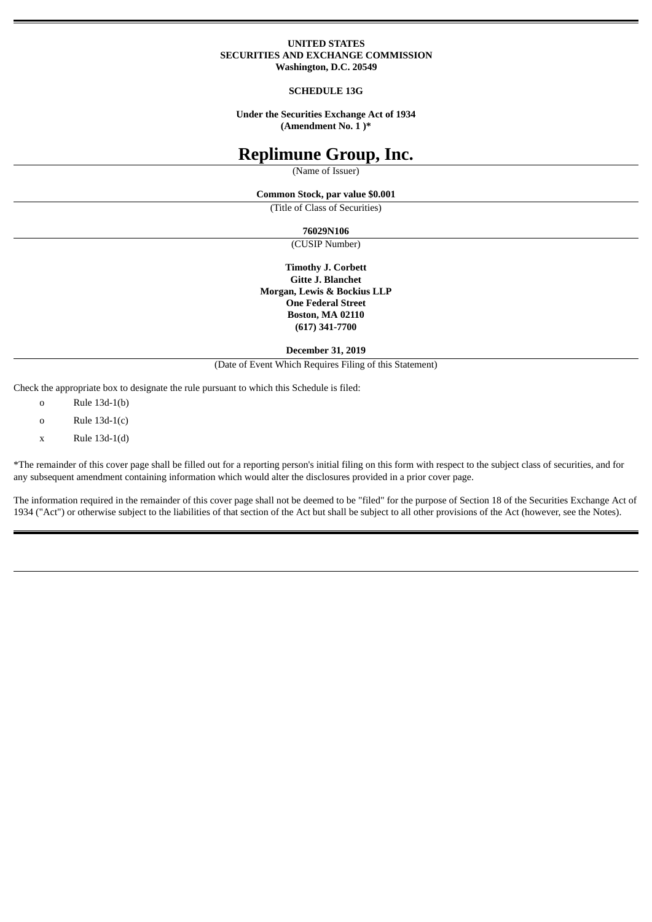**UNITED STATES**
**SECURITIES AND EXCHANGE COMMISSION**
**Washington, D.C. 20549**

**SCHEDULE 13G**

**Under the Securities Exchange Act of 1934**
**(Amendment No. 1 )***

# Replimune Group, Inc.

(Name of Issuer)

**Common Stock, par value $0.001**

(Title of Class of Securities)

**76029N106**

(CUSIP Number)

**Timothy J. Corbett**
**Gitte J. Blanchet**
**Morgan, Lewis & Bockius LLP**
**One Federal Street**
**Boston, MA 02110**
**(617) 341-7700**

**December 31, 2019**

(Date of Event Which Requires Filing of this Statement)

Check the appropriate box to designate the rule pursuant to which this Schedule is filed:

o Rule 13d-1(b)

o Rule 13d-1(c)

x Rule 13d-1(d)

*The remainder of this cover page shall be filled out for a reporting person's initial filing on this form with respect to the subject class of securities, and for any subsequent amendment containing information which would alter the disclosures provided in a prior cover page.

The information required in the remainder of this cover page shall not be deemed to be "filed" for the purpose of Section 18 of the Securities Exchange Act of 1934 ("Act") or otherwise subject to the liabilities of that section of the Act but shall be subject to all other provisions of the Act (however, see the Notes).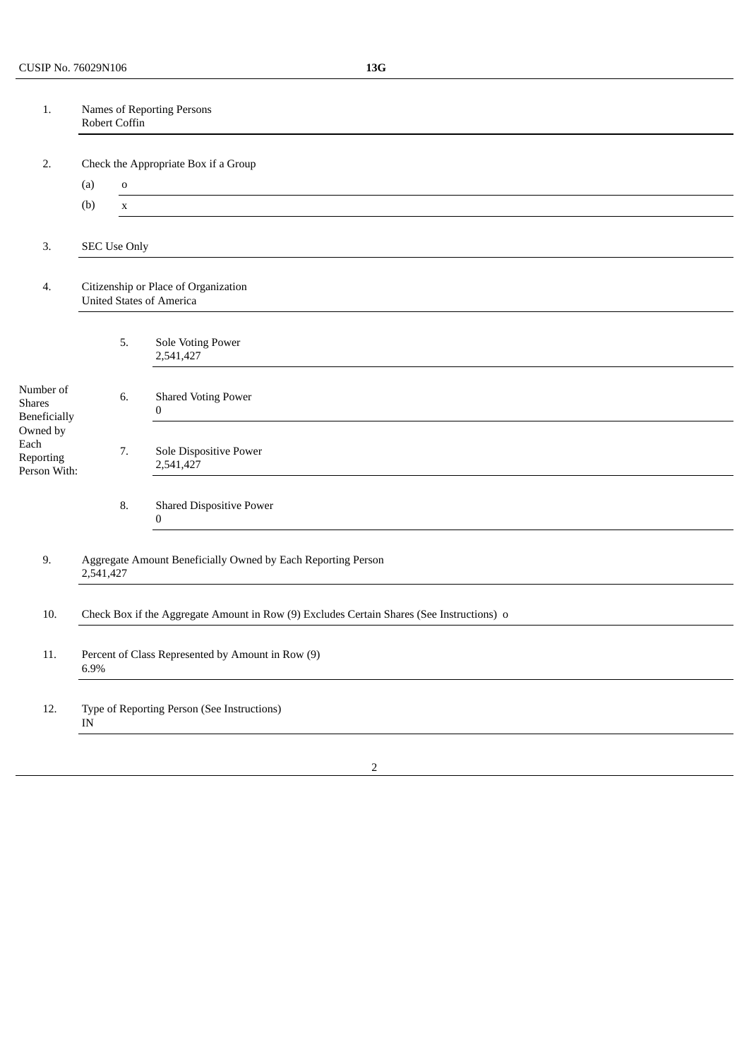CUSIP No. 76029N106 **13G**

| | | | |
|---|---|---|---|
| 1. | Names of Reporting Persons<br>Robert Coffin | | |
| 2. | Check the Appropriate Box if a Group<br>(a) o<br>(b) x | | |
| 3. | SEC Use Only | | |
| 4. | Citizenship or Place of Organization<br>United States of America | | |
| Number of Shares Beneficially Owned by Each Reporting Person With: | | 5. | Sole Voting Power<br>2,541,427 |
| | | 6. | Shared Voting Power<br>0 |
| | | 7. | Sole Dispositive Power<br>2,541,427 |
| | | 8. | Shared Dispositive Power<br>0 |
| 9. | Aggregate Amount Beneficially Owned by Each Reporting Person<br>2,541,427 | | |
| 10. | Check Box if the Aggregate Amount in Row (9) Excludes Certain Shares (See Instructions) o | | |
| 11. | Percent of Class Represented by Amount in Row (9)<br>6.9% | | |
| 12. | Type of Reporting Person (See Instructions)<br>IN | | |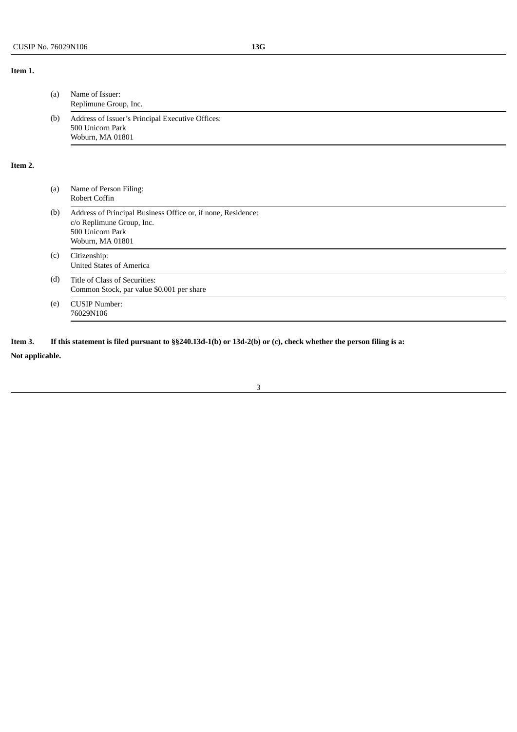**Item 1.**

(a) Name of Issuer:
Replimune Group, Inc.

(b) Address of Issuer's Principal Executive Offices:
500 Unicorn Park
Woburn, MA 01801

**Item 2.**

(a) Name of Person Filing:
Robert Coffin

(b) Address of Principal Business Office or, if none, Residence:
c/o Replimune Group, Inc.
500 Unicorn Park
Woburn, MA 01801

(c) Citizenship:
United States of America

(d) Title of Class of Securities:
Common Stock, par value $0.001 per share

(e) CUSIP Number:
76029N106

**Item 3. If this statement is filed pursuant to §§240.13d-1(b) or 13d-2(b) or (c), check whether the person filing is a:**

**Not applicable.**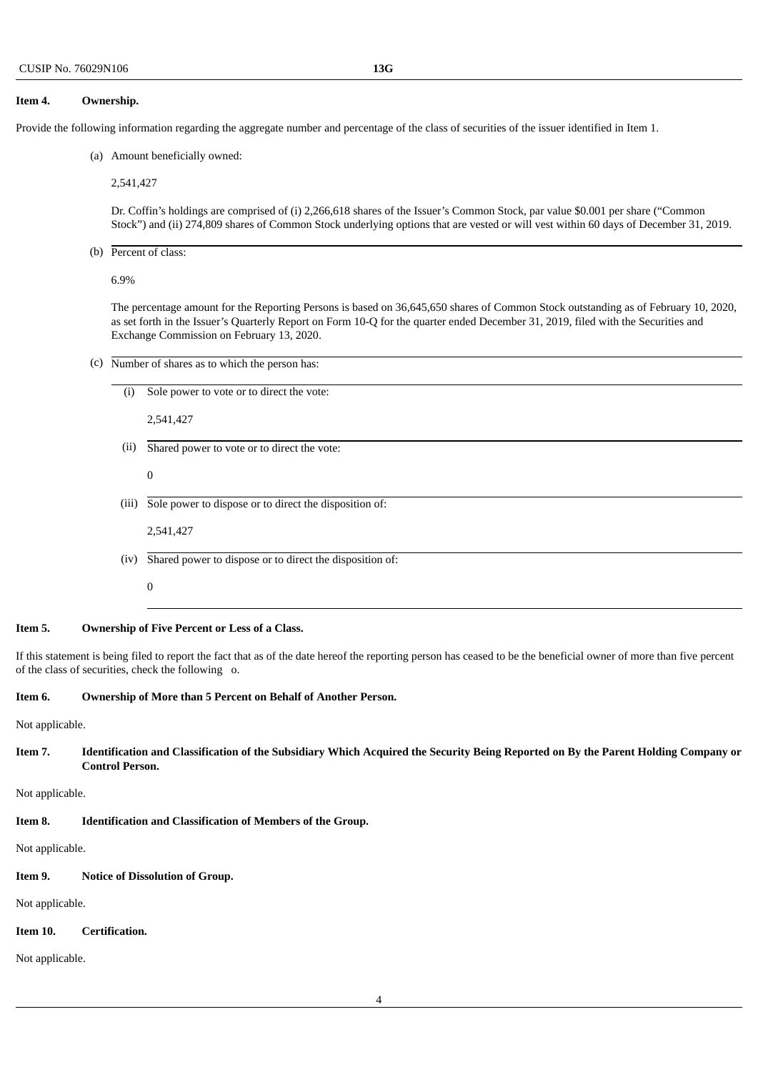**Item 4. Ownership.**

Provide the following information regarding the aggregate number and percentage of the class of securities of the issuer identified in Item 1.

(a) Amount beneficially owned:

2,541,427

Dr. Coffin's holdings are comprised of (i) 2,266,618 shares of the Issuer's Common Stock, par value $0.001 per share ("Common Stock") and (ii) 274,809 shares of Common Stock underlying options that are vested or will vest within 60 days of December 31, 2019.

(b) Percent of class:

6.9%

The percentage amount for the Reporting Persons is based on 36,645,650 shares of Common Stock outstanding as of February 10, 2020, as set forth in the Issuer's Quarterly Report on Form 10-Q for the quarter ended December 31, 2019, filed with the Securities and Exchange Commission on February 13, 2020.

(c) Number of shares as to which the person has:

(i) Sole power to vote or to direct the vote:

2,541,427

(ii) Shared power to vote or to direct the vote:

0

(iii) Sole power to dispose or to direct the disposition of:

2,541,427

(iv) Shared power to dispose or to direct the disposition of:

0

**Item 5. Ownership of Five Percent or Less of a Class.**

If this statement is being filed to report the fact that as of the date hereof the reporting person has ceased to be the beneficial owner of more than five percent of the class of securities, check the following o.

**Item 6. Ownership of More than 5 Percent on Behalf of Another Person.**

Not applicable.

**Item 7. Identification and Classification of the Subsidiary Which Acquired the Security Being Reported on By the Parent Holding Company or Control Person.**

Not applicable.

**Item 8. Identification and Classification of Members of the Group.**

Not applicable.

**Item 9. Notice of Dissolution of Group.**

Not applicable.

**Item 10. Certification.**

Not applicable.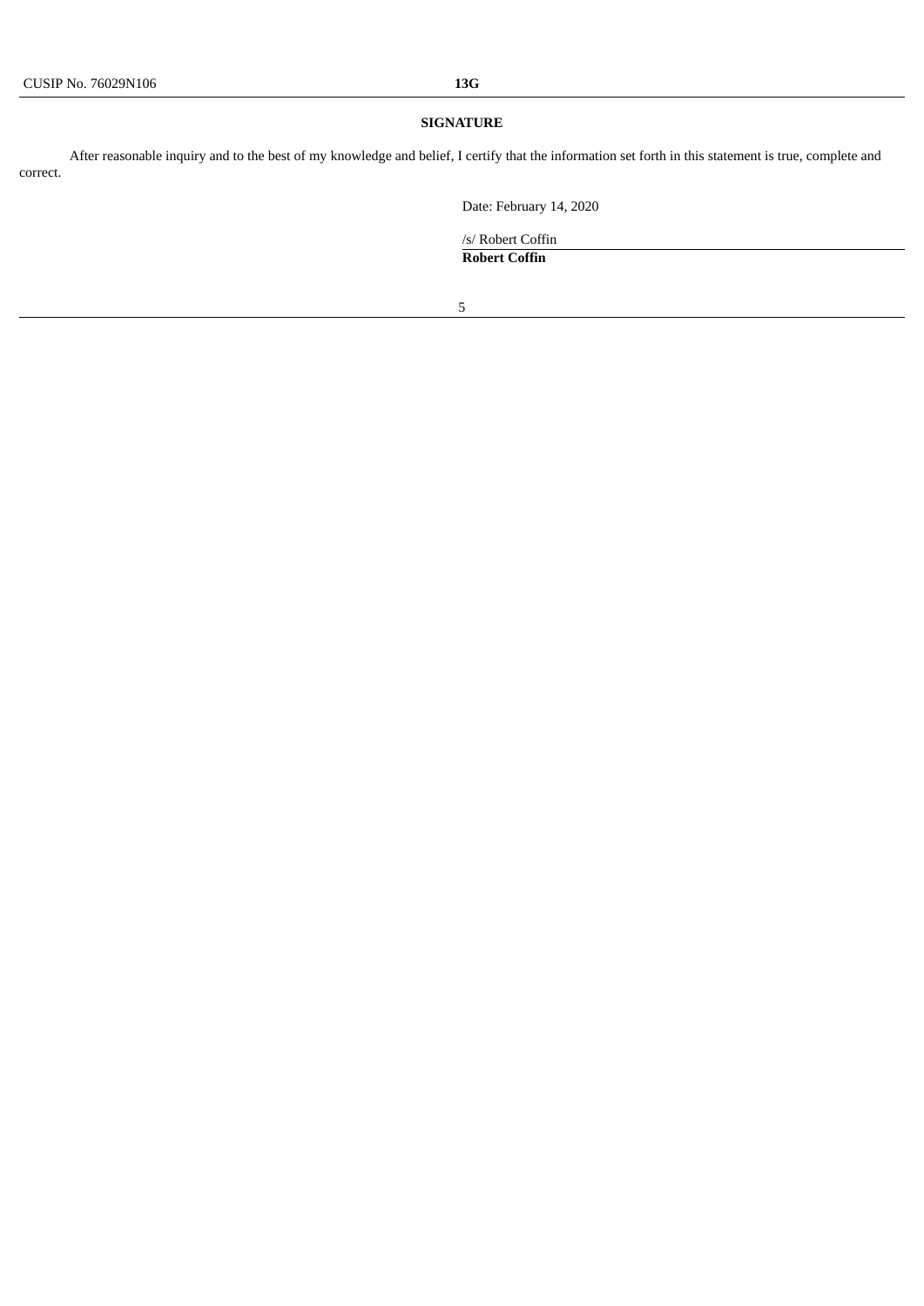## SIGNATURE

After reasonable inquiry and to the best of my knowledge and belief, I certify that the information set forth in this statement is true, complete and correct.

Date: February 14, 2020

/s/ Robert Coffin

**Robert Coffin**